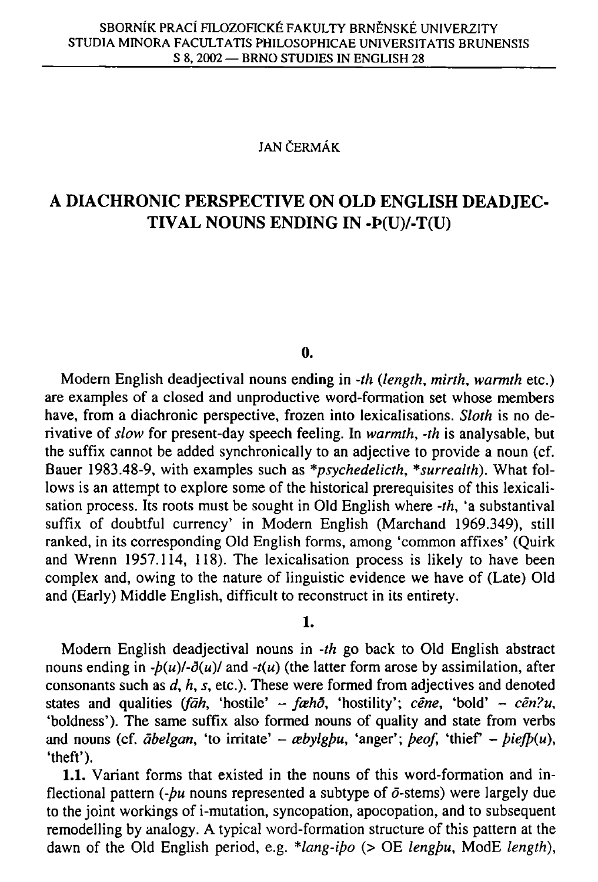JAN ČERMÁK

# A DIACHRONIC PERSPECTIVE ON OLD ENGLISH DEADJECTIVAL NOUNS ENDING IN -Þ(U)/-T(U)

## 0.

Modern English deadjectival nouns ending in *-th* (*length*, *mirth*, *warmth* etc.) are examples of a closed and unproductive word-formation set whose members have, from a diachronic perspective, frozen into lexicalisations. *Sloth* is no derivative of *slow* for present-day speech feeling. In *warmth*, *-th* is analysable, but the suffix cannot be added synchronically to an adjective to provide a noun (cf. Bauer 1983.48-9, with examples such as \**psychedelicth*, \**surrealth*). What follows is an attempt to explore some of the historical prerequisites of this lexicalisation process. Its roots must be sought in Old English where *-th*, 'a substantival suffix of doubtful currency' in Modern English (Marchand 1969.349), still ranked, in its corresponding Old English forms, among 'common affixes' (Quirk and Wrenn 1957.114, 118). The lexicalisation process is likely to have been complex and, owing to the nature of linguistic evidence we have of (Late) Old and (Early) Middle English, difficult to reconstruct in its entirety.

## 1.

Modern English deadjectival nouns in *-th* go back to Old English abstract nouns ending in *-þ(u)/-ð(u)/* and *-t(u)* (the latter form arose by assimilation, after consonants such as *d*, *h*, *s*, etc.). These were formed from adjectives and denoted states and qualities (*fāh*, 'hostile' – *fæhð*, 'hostility'; *cēne*, 'bold' – *cēn?u*, 'boldness'). The same suffix also formed nouns of quality and state from verbs and nouns (cf. *ābelgan*, 'to irritate' – *æbylgþu*, 'anger'; *þeof*, 'thief' – *þiefþ(u)*, 'theft').

**1.1.** Variant forms that existed in the nouns of this word-formation and inflectional pattern (*-þu* nouns represented a subtype of *ō*-stems) were largely due to the joint workings of i-mutation, syncopation, apocopation, and to subsequent remodelling by analogy. A typical word-formation structure of this pattern at the dawn of the Old English period, e.g. \**lang-iþo* (> OE *lengþu*, ModE *length*),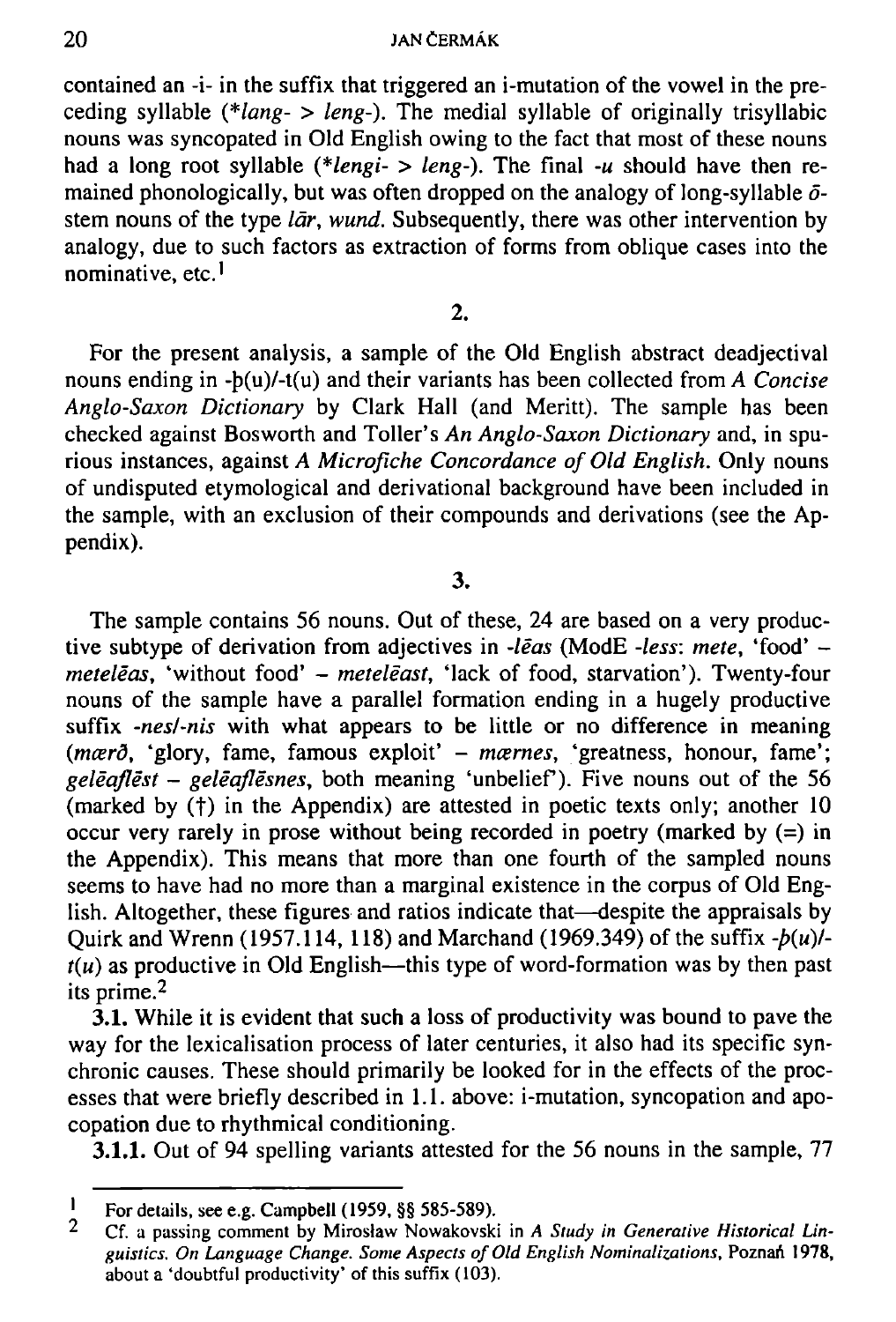contained an -i- in the suffix that triggered an i-mutation of the vowel in the preceding syllable (*\*lang- > leng-*). The medial syllable of originally trisyllabic nouns was syncopated in Old English owing to the fact that most of these nouns had a long root syllable (*\*lengi- > leng-*). The final *-u* should have then remained phonologically, but was often dropped on the analogy of long-syllable *ō*-stem nouns of the type *lār*, *wund*. Subsequently, there was other intervention by analogy, due to such factors as extraction of forms from oblique cases into the nominative, etc.[1]

## 2.

For the present analysis, a sample of the Old English abstract deadjectival nouns ending in -þ(u)/-t(u) and their variants has been collected from *A Concise Anglo-Saxon Dictionary* by Clark Hall (and Meritt). The sample has been checked against Bosworth and Toller's *An Anglo-Saxon Dictionary* and, in spurious instances, against *A Microfiche Concordance of Old English*. Only nouns of undisputed etymological and derivational background have been included in the sample, with an exclusion of their compounds and derivations (see the Appendix).

## 3.

The sample contains 56 nouns. Out of these, 24 are based on a very productive subtype of derivation from adjectives in *-lēas* (ModE *-less*: *mete*, 'food' – *metelēas*, 'without food' – *metelēast*, 'lack of food, starvation'). Twenty-four nouns of the sample have a parallel formation ending in a hugely productive suffix *-nes/-nis* with what appears to be little or no difference in meaning (*mærð*, 'glory, fame, famous exploit' – *mærnes*, 'greatness, honour, fame'; *gelēaflēst* – *gelēaflēsnes*, both meaning 'unbelief'). Five nouns out of the 56 (marked by (†) in the Appendix) are attested in poetic texts only; another 10 occur very rarely in prose without being recorded in poetry (marked by (=) in the Appendix). This means that more than one fourth of the sampled nouns seems to have had no more than a marginal existence in the corpus of Old English. Altogether, these figures and ratios indicate that—despite the appraisals by Quirk and Wrenn (1957.114, 118) and Marchand (1969.349) of the suffix *-þ(u)/-t(u)* as productive in Old English—this type of word-formation was by then past its prime.[2]

**3.1.** While it is evident that such a loss of productivity was bound to pave the way for the lexicalisation process of later centuries, it also had its specific synchronic causes. These should primarily be looked for in the effects of the processes that were briefly described in 1.1. above: i-mutation, syncopation and apocopation due to rhythmical conditioning.

**3.1.1.** Out of 94 spelling variants attested for the 56 nouns in the sample, 77

---

[1] For details, see e.g. Campbell (1959, §§ 585-589).

[2] Cf. a passing comment by Mirosław Nowakovski in *A Study in Generative Historical Linguistics. On Language Change. Some Aspects of Old English Nominalizations*, Poznań 1978, about a 'doubtful productivity' of this suffix (103).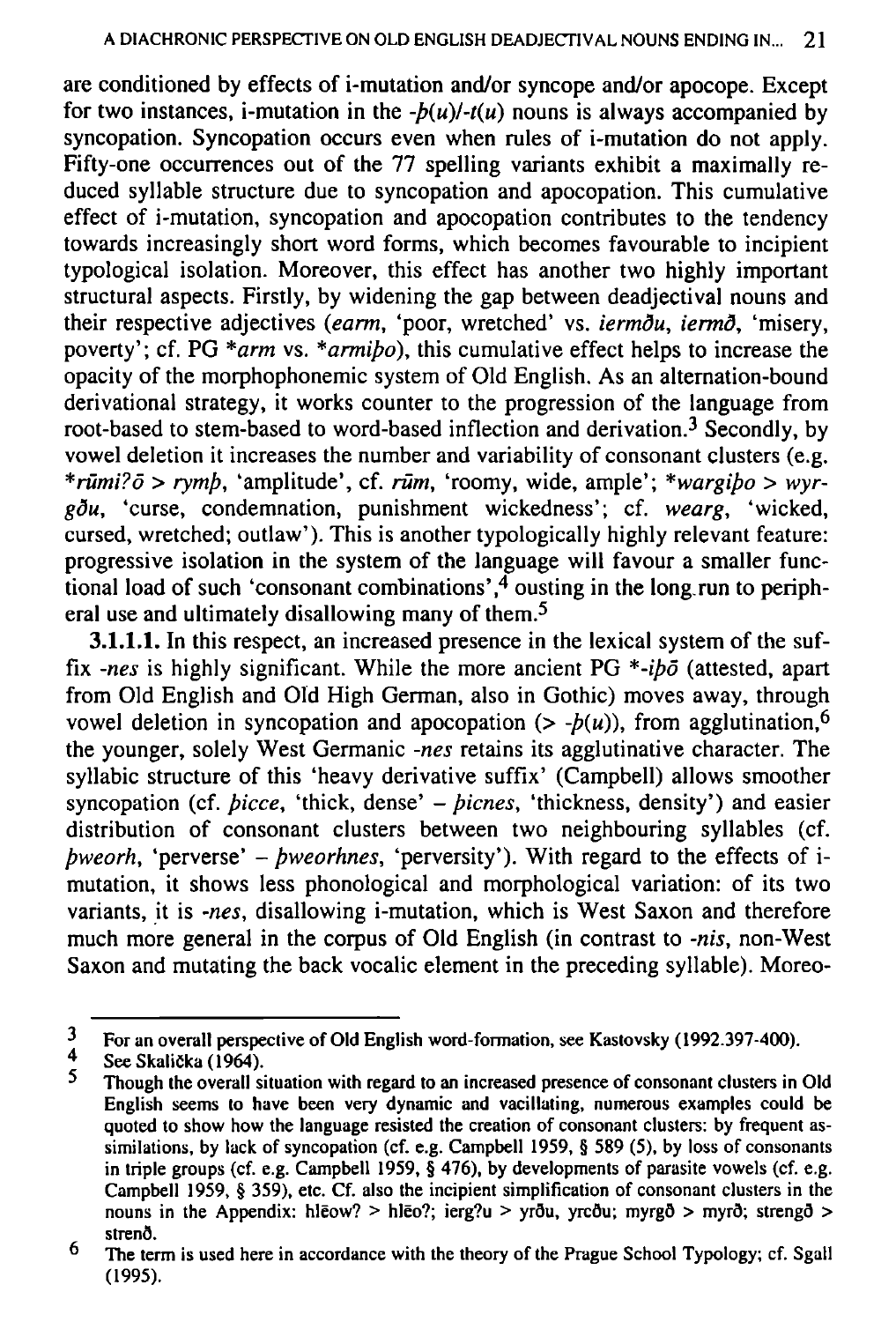are conditioned by effects of i-mutation and/or syncope and/or apocope. Except for two instances, i-mutation in the *-þ(u)/-t(u)* nouns is always accompanied by syncopation. Syncopation occurs even when rules of i-mutation do not apply. Fifty-one occurrences out of the 77 spelling variants exhibit a maximally reduced syllable structure due to syncopation and apocopation. This cumulative effect of i-mutation, syncopation and apocopation contributes to the tendency towards increasingly short word forms, which becomes favourable to incipient typological isolation. Moreover, this effect has another two highly important structural aspects. Firstly, by widening the gap between deadjectival nouns and their respective adjectives (*earm*, 'poor, wretched' vs. *iermðu*, *iermð*, 'misery, poverty'; cf. PG **arm* vs. **armiþo*), this cumulative effect helps to increase the opacity of the morphophonemic system of Old English. As an alternation-bound derivational strategy, it works counter to the progression of the language from root-based to stem-based to word-based inflection and derivation.[3] Secondly, by vowel deletion it increases the number and variability of consonant clusters (e.g. **rūmi?ō* > *rymþ*, 'amplitude', cf. *rūm*, 'roomy, wide, ample'; **wargiþo* > *wyrgðu*, 'curse, condemnation, punishment wickedness'; cf. *wearg*, 'wicked, cursed, wretched; outlaw'). This is another typologically highly relevant feature: progressive isolation in the system of the language will favour a smaller functional load of such 'consonant combinations',[4] ousting in the long run to peripheral use and ultimately disallowing many of them.[5]

**3.1.1.1.** In this respect, an increased presence in the lexical system of the suffix *-nes* is highly significant. While the more ancient PG **-iþō* (attested, apart from Old English and Old High German, also in Gothic) moves away, through vowel deletion in syncopation and apocopation (> *-þ(u)*), from agglutination,[6] the younger, solely West Germanic *-nes* retains its agglutinative character. The syllabic structure of this 'heavy derivative suffix' (Campbell) allows smoother syncopation (cf. *þicce*, 'thick, dense' – *þicnes*, 'thickness, density') and easier distribution of consonant clusters between two neighbouring syllables (cf. *þweorh*, 'perverse' – *þweorhnes*, 'perversity'). With regard to the effects of i-mutation, it shows less phonological and morphological variation: of its two variants, it is *-nes*, disallowing i-mutation, which is West Saxon and therefore much more general in the corpus of Old English (in contrast to *-nis*, non-West Saxon and mutating the back vocalic element in the preceding syllable). Moreo-

---

[3] For an overall perspective of Old English word-formation, see Kastovsky (1992.397-400).

[4] See Skalička (1964).

[5] Though the overall situation with regard to an increased presence of consonant clusters in Old English seems to have been very dynamic and vacillating, numerous examples could be quoted to show how the language resisted the creation of consonant clusters: by frequent assimilations, by lack of syncopation (cf. e.g. Campbell 1959, § 589 (5), by loss of consonants in triple groups (cf. e.g. Campbell 1959, § 476), by developments of parasite vowels (cf. e.g. Campbell 1959, § 359), etc. Cf. also the incipient simplification of consonant clusters in the nouns in the Appendix: hlēow? > hlēo?; ierg?u > yrðu, yrcðu; myrgð > myrð; strengð > strenð.

[6] The term is used here in accordance with the theory of the Prague School Typology; cf. Sgall (1995).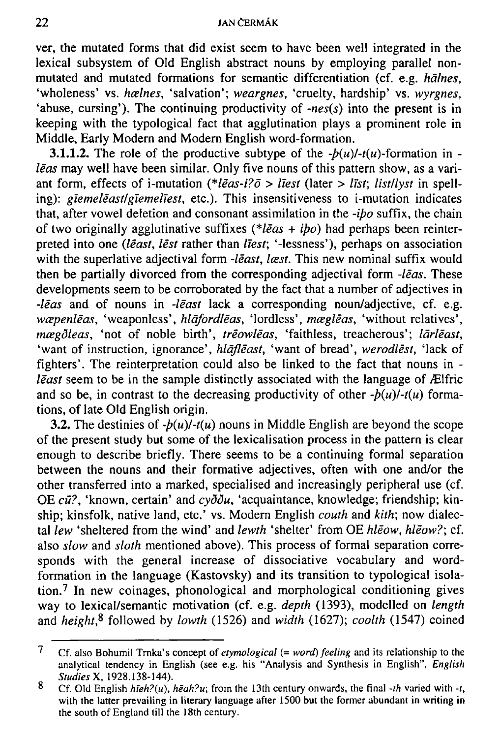ver, the mutated forms that did exist seem to have been well integrated in the lexical subsystem of Old English abstract nouns by employing parallel non-mutated and mutated formations for semantic differentiation (cf. e.g. *hālnes*, 'wholeness' vs. *hælnes*, 'salvation'; *weargnes*, 'cruelty, hardship' vs. *wyrgnes*, 'abuse, cursing'). The continuing productivity of *-nes(s)* into the present is in keeping with the typological fact that agglutination plays a prominent role in Middle, Early Modern and Modern English word-formation.

**3.1.1.2.** The role of the productive subtype of the *-þ(u)/-t(u)*-formation in *-lēas* may well have been similar. Only five nouns of this pattern show, as a variant form, effects of i-mutation (*\*lēas-i?ō > līest* (later > *līst*; *list/lyst* in spelling): *gīemelēast/gīemelīest*, etc.). This insensitiveness to i-mutation indicates that, after vowel deletion and consonant assimilation in the *-iþo* suffix, the chain of two originally agglutinative suffixes (*\*lēas + iþo*) had perhaps been reinterpreted into one (*lēast*, *lēst* rather than *līest*; '-lessness'), perhaps on association with the superlative adjectival form *-lēast*, *læst*. This new nominal suffix would then be partially divorced from the corresponding adjectival form *-lēas*. These developments seem to be corroborated by the fact that a number of adjectives in *-lēas* and of nouns in *-lēast* lack a corresponding noun/adjective, cf. e.g. *wæpenlēas*, 'weaponless', *hlāfordlēas*, 'lordless', *mæglēas*, 'without relatives', *mægðleas*, 'not of noble birth', *trēowlēas*, 'faithless, treacherous'; *lārlēast*, 'want of instruction, ignorance', *hlāflēast*, 'want of bread', *werodlēst*, 'lack of fighters'. The reinterpretation could also be linked to the fact that nouns in *-lēast* seem to be in the sample distinctly associated with the language of Ælfric and so be, in contrast to the decreasing productivity of other *-þ(u)/-t(u)* formations, of late Old English origin.

**3.2.** The destinies of *-þ(u)/-t(u)* nouns in Middle English are beyond the scope of the present study but some of the lexicalisation process in the pattern is clear enough to describe briefly. There seems to be a continuing formal separation between the nouns and their formative adjectives, often with one and/or the other transferred into a marked, specialised and increasingly peripheral use (cf. OE *cū?*, 'known, certain' and *cyððu*, 'acquaintance, knowledge; friendship; kinship; kinsfolk, native land, etc.' vs. Modern English *couth* and *kith*; now dialectal *lew* 'sheltered from the wind' and *lewth* 'shelter' from OE *hlēow*, *hlēow?*; cf. also *slow* and *sloth* mentioned above). This process of formal separation corresponds with the general increase of dissociative vocabulary and word-formation in the language (Kastovsky) and its transition to typological isolation.[7] In new coinages, phonological and morphological conditioning gives way to lexical/semantic motivation (cf. e.g. *depth* (1393), modelled on *length* and *height*,[8] followed by *lowth* (1526) and *width* (1627); *coolth* (1547) coined

---

[7] Cf. also Bohumil Trnka's concept of *etymological (= word) feeling* and its relationship to the analytical tendency in English (see e.g. his "Analysis and Synthesis in English", *English Studies* X, 1928.138-144).

[8] Cf. Old English *hīeh?(u)*, *hēah?u*; from the 13th century onwards, the final *-th* varied with *-t*, with the latter prevailing in literary language after 1500 but the former abundant in writing in the south of England till the 18th century.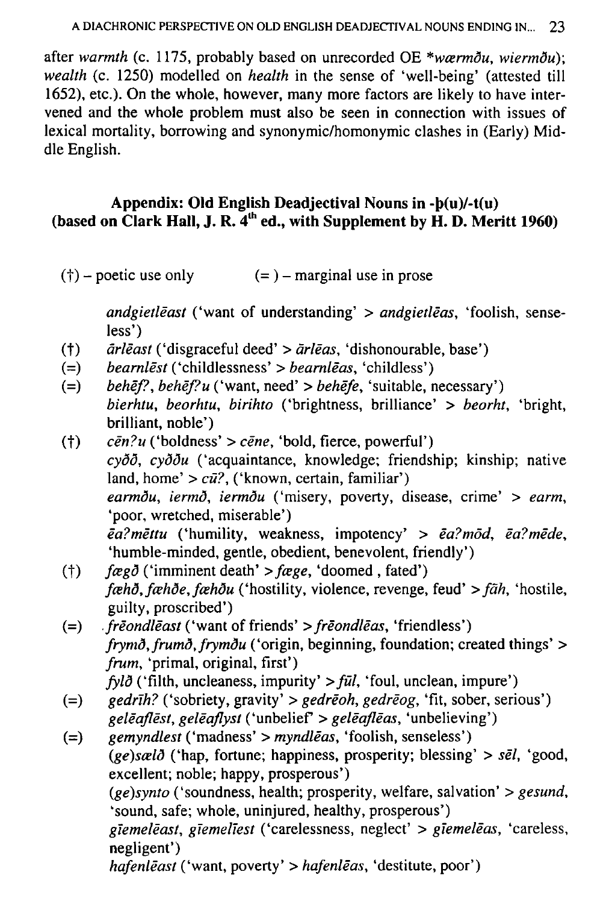after *warmth* (c. 1175, probably based on unrecorded OE *\*wærmðu, wiermðu*); *wealth* (c. 1250) modelled on *health* in the sense of 'well-being' (attested till 1652), etc.). On the whole, however, many more factors are likely to have intervened and the whole problem must also be seen in connection with issues of lexical mortality, borrowing and synonymic/homonymic clashes in (Early) Middle English.

## Appendix: Old English Deadjectival Nouns in -þ(u)/-t(u) (based on Clark Hall, J. R. 4[th] ed., with Supplement by H. D. Meritt 1960)

(†) – poetic use only (=) – marginal use in prose

- *andgietlēast* ('want of understanding' > *andgietlēas*, 'foolish, senseless')
- (†) *ārlēast* ('disgraceful deed' > *ārlēas*, 'dishonourable, base')
- (=) *bearnlēst* ('childlessness' > *bearnlēas*, 'childless')
- (=) *behēf?, behēf?u* ('want, need' > *behēfe*, 'suitable, necessary')
- *bierhtu, beorhtu, birihto* ('brightness, brilliance' > *beorht*, 'bright, brilliant, noble')
- (†) *cēn?u* ('boldness' > *cēne*, 'bold, fierce, powerful')
- *cyðð, cyððu* ('acquaintance, knowledge; friendship; kinship; native land, home' > *cū?*, ('known, certain, familiar')
- *earmðu, iermð, iermðu* ('misery, poverty, disease, crime' > *earm*, 'poor, wretched, miserable')
- *ēa?mēttu* ('humility, weakness, impotency' > *ēa?mōd, ēa?mēde*, 'humble-minded, gentle, obedient, benevolent, friendly')
- (†) *fægð* ('imminent death' > *fæge*, 'doomed , fated')
- *fæhð, fæhðe, fæhðu* ('hostility, violence, revenge, feud' > *fāh*, 'hostile, guilty, proscribed')
- (=) *frēondlēast* ('want of friends' > *frēondlēas*, 'friendless')
- *frymð, frumð, frymðu* ('origin, beginning, foundation; created things' > *frum*, 'primal, original, first')
- *fylð* ('filth, uncleaness, impurity' > *fūl*, 'foul, unclean, impure')
- (=) *gedrīh?* ('sobriety, gravity' > *gedrēoh, gedrēog*, 'fit, sober, serious')
- *gelēaflēst, gelēaflyst* ('unbelief' > *gelēaflēas*, 'unbelieving')
- (=) *gemyndlest* ('madness' > *myndlēas*, 'foolish, senseless')
- *(ge)sælð* ('hap, fortune; happiness, prosperity; blessing' > *sēl*, 'good, excellent; noble; happy, prosperous')
- *(ge)synto* ('soundness, health; prosperity, welfare, salvation' > *gesund*, 'sound, safe; whole, uninjured, healthy, prosperous')
- *gīemelēast, gīemelīest* ('carelessness, neglect' > *gīemelēas*, 'careless, negligent')
- *hafenlēast* ('want, poverty' > *hafenlēas*, 'destitute, poor')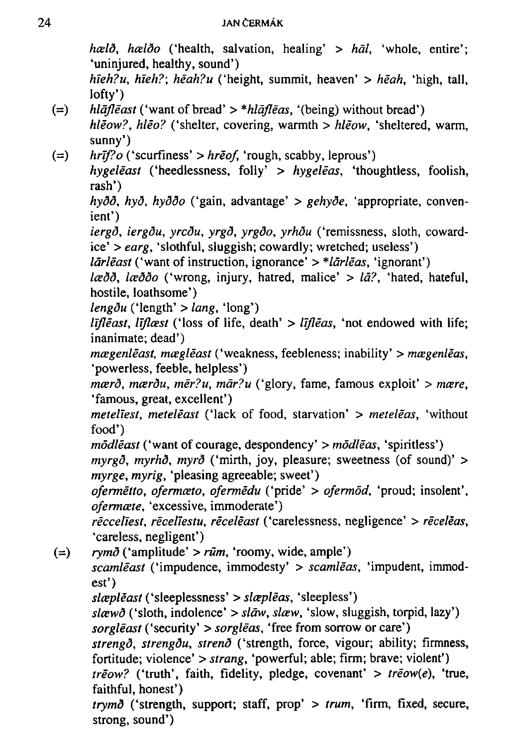*hælð*, *hælðo* ('health, salvation, healing' > *hāl*, 'whole, entire'; 'uninjured, healthy, sound')

*hīeh?u*, *hīeh?*; *hēah?u* ('height, summit, heaven' > *hēah*, 'high, tall, lofty')

(=) *hlāflēast* ('want of bread' > *\*hlāflēas*, '(being) without bread')

*hlēow?*, *hlēo?* ('shelter, covering, warmth > *hlēow*, 'sheltered, warm, sunny')

(=) *hrīf?o* ('scurfiness' > *hrēof*, 'rough, scabby, leprous')

*hygelēast* ('heedlessness, folly' > *hygelēas*, 'thoughtless, foolish, rash')

*hyðð*, *hyð*, *hyððo* ('gain, advantage' > *gehyðe*, 'appropriate, convenient')

*iergð*, *iergðu*, *yrcðu*, *yrgð*, *yrgðo*, *yrhðu* ('remissness, sloth, cowardice' > *earg*, 'slothful, sluggish; cowardly; wretched; useless')

*lārlēast* ('want of instruction, ignorance' > *\*lārlēas*, 'ignorant')

*læðð*, *læððo* ('wrong, injury, hatred, malice' > *lā?*, 'hated, hateful, hostile, loathsome')

*lengðu* ('length' > *lang*, 'long')

*līflēast*, *līflæst* ('loss of life, death' > *līflēas*, 'not endowed with life; inanimate; dead')

*mægenlēast*, *mæglēast* ('weakness, feebleness; inability' > *mægenlēas*, 'powerless, feeble, helpless')

*mærð*, *mærðu*, *mēr?u*, *mār?u* ('glory, fame, famous exploit' > *mære*, 'famous, great, excellent')

*metelīest*, *metelēast* ('lack of food, starvation' > *metelēas*, 'without food')

*mōdlēast* ('want of courage, despondency' > *mōdlēas*, 'spiritless')

*myrgð*, *myrhð*, *myrð* ('mirth, joy, pleasure; sweetness (of sound)' > *myrge*, *myrig*, 'pleasing agreeable; sweet')

*ofermētto*, *ofermæto*, *ofermēdu* ('pride' > *ofermōd*, 'proud; insolent', *ofermæte*, 'excessive, immoderate')

*rēccelīest*, *rēcelīestu*, *rēcelēast* ('carelessness, negligence' > *rēcelēas*, 'careless, negligent')

(=) *rymð* ('amplitude' > *rūm*, 'roomy, wide, ample')

*scamlēast* ('impudence, immodesty' > *scamlēas*, 'impudent, immodest')

*slæplēast* ('sleeplessness' > *slæplēas*, 'sleepless')

*slæwð* ('sloth, indolence' > *slāw*, *slæw*, 'slow, sluggish, torpid, lazy')

*sorglēast* ('security' > *sorglēas*, 'free from sorrow or care')

*strengð*, *strengðu*, *strenð* ('strength, force, vigour; ability; firmness, fortitude; violence' > *strang*, 'powerful; able; firm; brave; violent')

*trēow?* ('truth', faith, fidelity, pledge, covenant' > *trēow(e)*, 'true, faithful, honest')

*trymð* ('strength, support; staff, prop' > *trum*, 'firm, fixed, secure, strong, sound')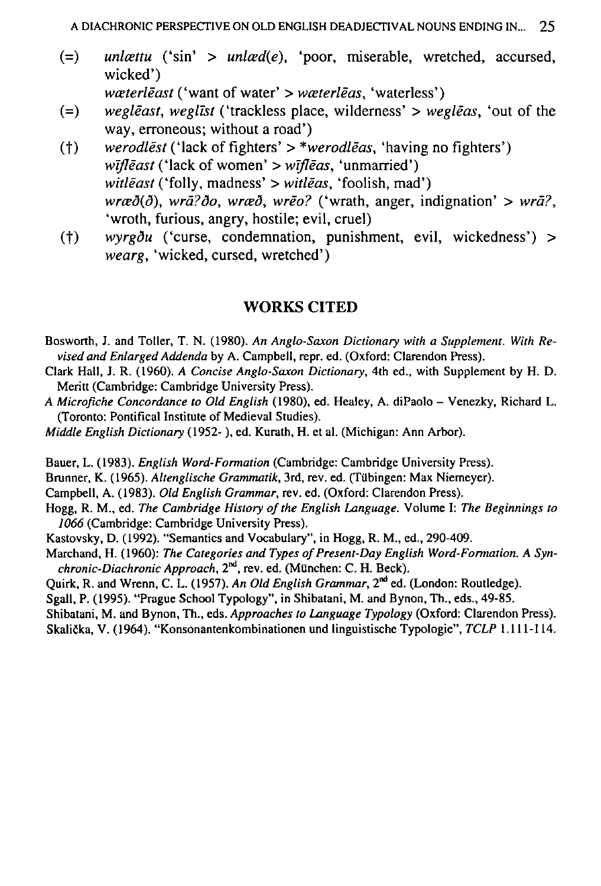(=) *unlættu* ('sin' > *unlæd(e)*, 'poor, miserable, wretched, accursed, wicked')
*wæterlēast* ('want of water' > *wæterlēas*, 'waterless')

(=) *weglēast*, *weglīst* ('trackless place, wilderness' > *weglēas*, 'out of the way, erroneous; without a road')

(†) *werodlēst* ('lack of fighters' > **werodlēas*, 'having no fighters')
*wīflēast* ('lack of women' > *wīflēas*, 'unmarried')
*witlēast* ('folly, madness' > *witlēas*, 'foolish, mad')
*wræð(ð)*, *wrā?ðo*, *wræð*, *wrēo?* ('wrath, anger, indignation' > *wrā?*, 'wroth, furious, angry, hostile; evil, cruel)

(†) *wyrgðu* ('curse, condemnation, punishment, evil, wickedness') > *wearg*, 'wicked, cursed, wretched')

## WORKS CITED

Bosworth, J. and Toller, T. N. (1980). *An Anglo-Saxon Dictionary with a Supplement. With Revised and Enlarged Addenda* by A. Campbell, repr. ed. (Oxford: Clarendon Press).

Clark Hall, J. R. (1960). *A Concise Anglo-Saxon Dictionary*, 4th ed., with Supplement by H. D. Meritt (Cambridge: Cambridge University Press).

*A Microfiche Concordance to Old English* (1980), ed. Healey, A. diPaolo – Venezky, Richard L. (Toronto: Pontifical Institute of Medieval Studies).

*Middle English Dictionary* (1952- ), ed. Kurath, H. et al. (Michigan: Ann Arbor).

Bauer, L. (1983). *English Word-Formation* (Cambridge: Cambridge University Press).

Brunner, K. (1965). *Altenglische Grammatik*, 3rd, rev. ed. (Tübingen: Max Niemeyer).

Campbell, A. (1983). *Old English Grammar*, rev. ed. (Oxford: Clarendon Press).

Hogg, R. M., ed. *The Cambridge History of the English Language*. Volume I: *The Beginnings to 1066* (Cambridge: Cambridge University Press).

Kastovsky, D. (1992). "Semantics and Vocabulary", in Hogg, R. M., ed., 290-409.

Marchand, H. (1960): *The Categories and Types of Present-Day English Word-Formation. A Synchronic-Diachronic Approach*, 2nd, rev. ed. (München: C. H. Beck).

Quirk, R. and Wrenn, C. L. (1957). *An Old English Grammar*, 2nd ed. (London: Routledge).

Sgall, P. (1995). "Prague School Typology", in Shibatani, M. and Bynon, Th., eds., 49-85.

Shibatani, M. and Bynon, Th., eds. *Approaches to Language Typology* (Oxford: Clarendon Press).

Skalička, V. (1964). "Konsonantenkombinationen und linguistische Typologie", *TCLP* 1.111-114.